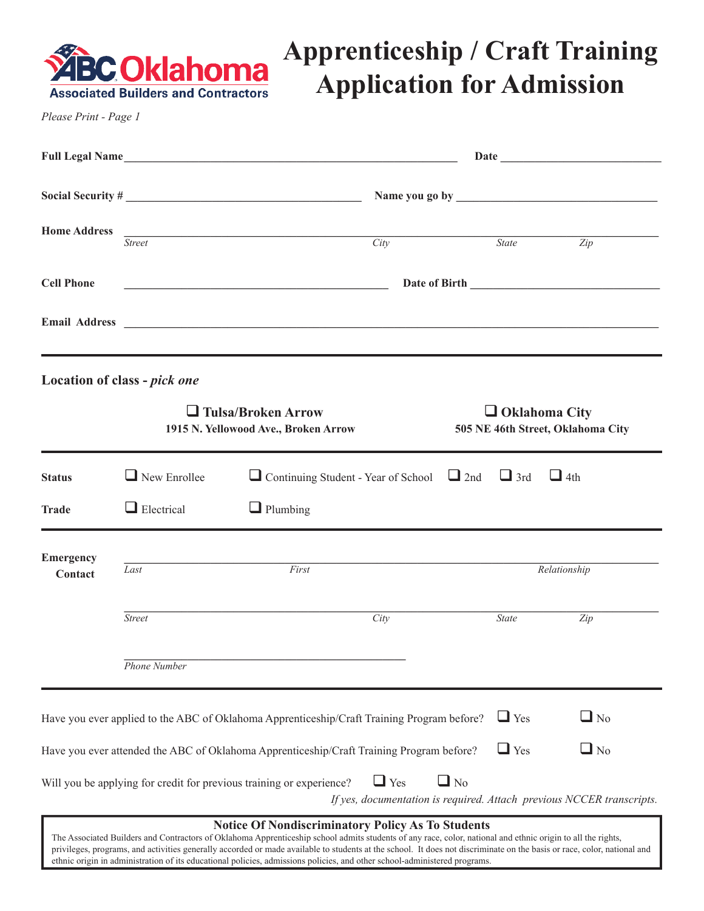ABC Oklahoma
Associated Builders and Contractors

# Apprenticeship / Craft Training Application for Admission

*Please Print - Page 1*

**Full Legal Name** ______________________________ **Date** ______________

**Social Security #** ______________________ **Name you go by** ______________________

**Home Address** ________________________________________________
*Street* *City* *State* *Zip*

**Cell Phone** ______________________ **Date of Birth** ______________________

**Email Address** ________________________________________________

---

**Location of class -** ***pick one***

❑ **Tulsa/Broken Arrow**
**1915 N. Yellowood Ave., Broken Arrow**

❑ **Oklahoma City**
**505 NE 46th Street, Oklahoma City**

---

**Status** ❑ New Enrollee ❑ Continuing Student - Year of School ❑ 2nd ❑ 3rd ❑ 4th

**Trade** ❑ Electrical ❑ Plumbing

---

**Emergency Contact** ________________________________________________
*Last* *First* *Relationship*

________________________________________________
*Street* *City* *State* *Zip*

______________________
*Phone Number*

---

Have you ever applied to the ABC of Oklahoma Apprenticeship/Craft Training Program before? ❑ Yes ❑ No

Have you ever attended the ABC of Oklahoma Apprenticeship/Craft Training Program before? ❑ Yes ❑ No

Will you be applying for credit for previous training or experience? ❑ Yes ❑ No
*If yes, documentation is required. Attach previous NCCER transcripts.*

**Notice Of Nondiscriminatory Policy As To Students**

The Associated Builders and Contractors of Oklahoma Apprenticeship school admits students of any race, color, national and ethnic origin to all the rights, privileges, programs, and activities generally accorded or made available to students at the school. It does not discriminate on the basis or race, color, national and ethnic origin in administration of its educational policies, admissions policies, and other school-administered programs.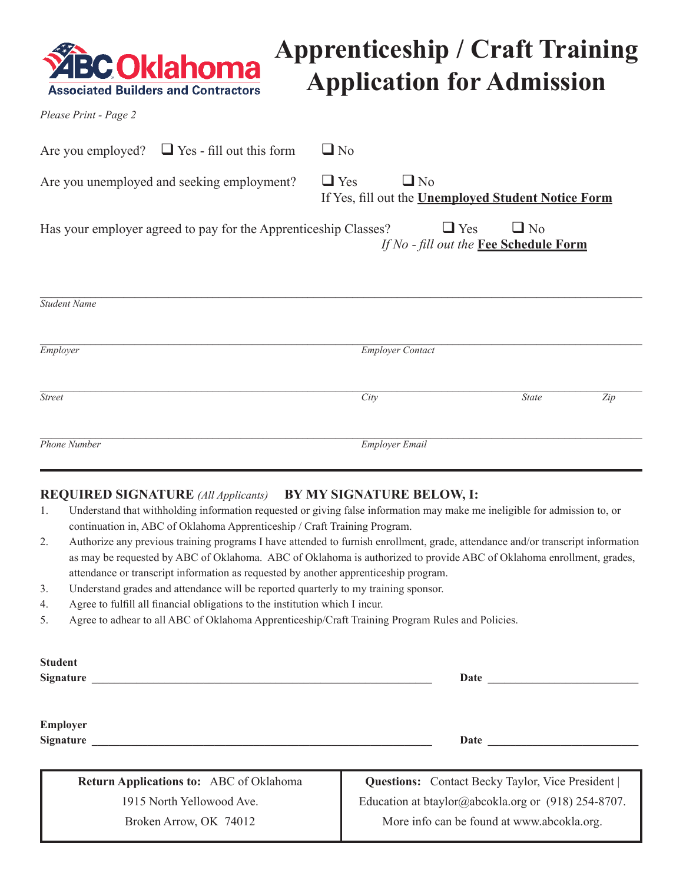ABC Oklahoma
Associated Builders and Contractors

# Apprenticeship / Craft Training Application for Admission

*Please Print - Page 2*

Are you employed? ☐ Yes - fill out this form ☐ No

Are you unemployed and seeking employment? ☐ Yes ☐ No
If Yes, fill out the **Unemployed Student Notice Form**

Has your employer agreed to pay for the Apprenticeship Classes? ☐ Yes ☐ No
*If No - fill out the* **Fee Schedule Form**

_______________________________________________
*Student Name*

_______________________________________________
*Employer* | *Employer Contact*

_______________________________________________
*Street* | *City* | *State* | *Zip*

_______________________________________________
*Phone Number* | *Employer Email*

---

**REQUIRED SIGNATURE** *(All Applicants)* **BY MY SIGNATURE BELOW, I:**

1. Understand that withholding information requested or giving false information may make me ineligible for admission to, or continuation in, ABC of Oklahoma Apprenticeship / Craft Training Program.
2. Authorize any previous training programs I have attended to furnish enrollment, grade, attendance and/or transcript information as may be requested by ABC of Oklahoma. ABC of Oklahoma is authorized to provide ABC of Oklahoma enrollment, grades, attendance or transcript information as requested by another apprenticeship program.
3. Understand grades and attendance will be reported quarterly to my training sponsor.
4. Agree to fulfill all financial obligations to the institution which I incur.
5. Agree to adhear to all ABC of Oklahoma Apprenticeship/Craft Training Program Rules and Policies.

**Student Signature** ______________________________ **Date** ______________

**Employer Signature** ______________________________ **Date** ______________

| **Return Applications to:** ABC of Oklahoma<br>1915 North Yellowood Ave.<br>Broken Arrow, OK 74012 | **Questions:** Contact Becky Taylor, Vice President \| Education at btaylor@abcokla.org or (918) 254-8707.<br>More info can be found at www.abcokla.org. |
|---|---|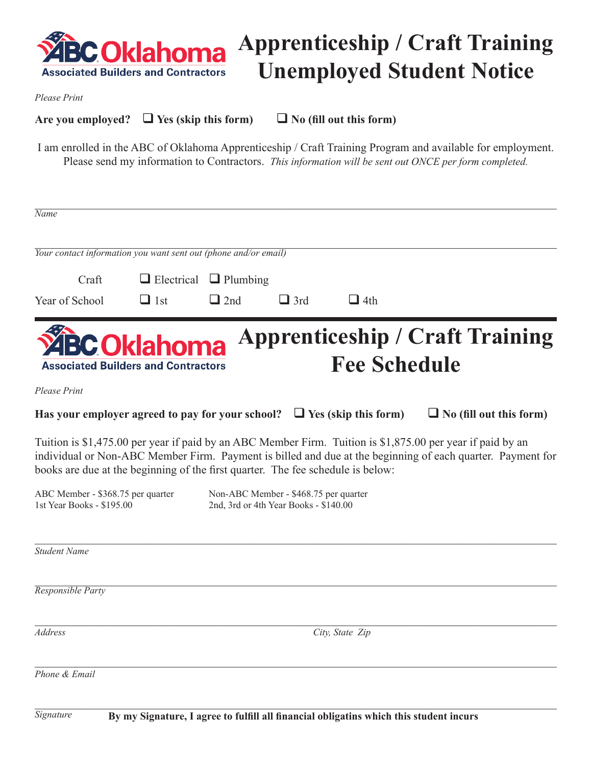ABC Oklahoma
Associated Builders and Contractors

# Apprenticeship / Craft Training Unemployed Student Notice

*Please Print*

**Are you employed?** ❑ **Yes (skip this form)** ❑ **No (fill out this form)**

I am enrolled in the ABC of Oklahoma Apprenticeship / Craft Training Program and available for employment. Please send my information to Contractors. *This information will be sent out ONCE per form completed.*

_______________________________________________
*Name*

_______________________________________________
*Your contact information you want sent out (phone and/or email)*

Craft ❑ Electrical ❑ Plumbing

Year of School ❑ 1st ❑ 2nd ❑ 3rd ❑ 4th

---

ABC Oklahoma
Associated Builders and Contractors

# Apprenticeship / Craft Training Fee Schedule

*Please Print*

**Has your employer agreed to pay for your school?** ❑ **Yes (skip this form)** ❑ **No (fill out this form)**

Tuition is $1,475.00 per year if paid by an ABC Member Firm. Tuition is $1,875.00 per year if paid by an individual or Non-ABC Member Firm. Payment is billed and due at the beginning of each quarter. Payment for books are due at the beginning of the first quarter. The fee schedule is below:

ABC Member - $368.75 per quarter
1st Year Books - $195.00

Non-ABC Member - $468.75 per quarter
2nd, 3rd or 4th Year Books - $140.00

_______________________________________________
*Student Name*

_______________________________________________
*Responsible Party*

_______________________________________________
*Address* *City, State Zip*

_______________________________________________
*Phone & Email*

_______________________________________________
*Signature* **By my Signature, I agree to fulfill all financial obligatins which this student incurs**